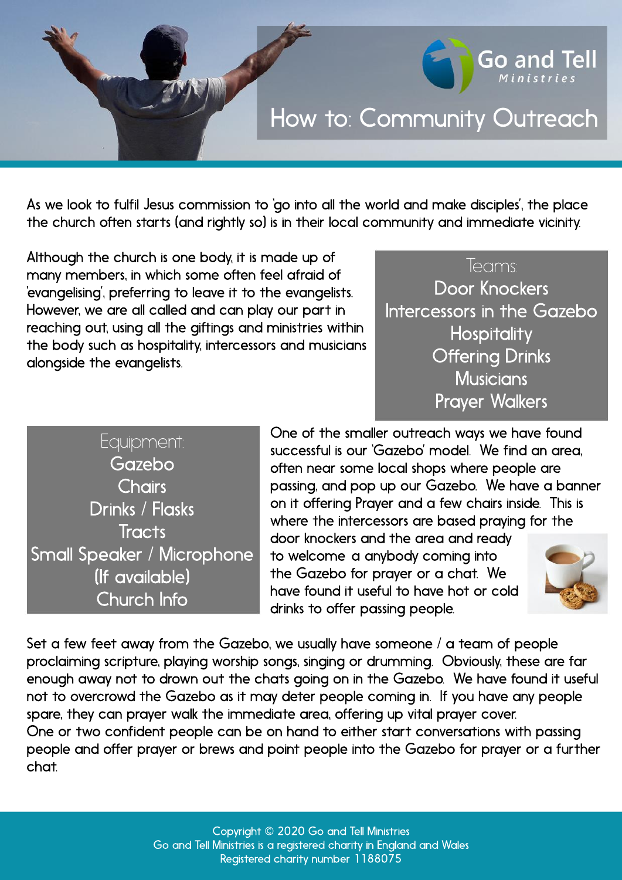Go and Tell Ministries

# How to: Community Outreach

As we look to fulfil Jesus commission to 'go into all the world and make disciples', the place the church often starts (and rightly so) is in their local community and immediate vicinity.

Although the church is one body, it is made up of many members, in which some often feel afraid of 'evangelising', preferring to leave it to the evangelists. However, we are all called and can play our part in reaching out, using all the giftings and ministries within the body such as hospitality, intercessors and musicians alongside the evangelists.

**Teams:**

- Door Knockers
- Intercessors in the Gazebo
- Hospitality
- Offering Drinks
- Musicians
- Prayer Walkers

**Equipment:**

- Gazebo
- Chairs
- Drinks / Flasks
- Tracts
- Small Speaker / Microphone (If available)
- Church Info

One of the smaller outreach ways we have found successful is our 'Gazebo' model. We find an area, often near some local shops where people are passing, and pop up our Gazebo. We have a banner on it offering Prayer and a few chairs inside. This is where the intercessors are based praying for the door knockers and the area and ready to welcome a anybody coming into the Gazebo for prayer or a chat. We have found it useful to have hot or cold drinks to offer passing people.

Set a few feet away from the Gazebo, we usually have someone / a team of people proclaiming scripture, playing worship songs, singing or drumming. Obviously, these are far enough away not to drown out the chats going on in the Gazebo. We have found it useful not to overcrowd the Gazebo as it may deter people coming in. If you have any people spare, they can prayer walk the immediate area, offering up vital prayer cover.
One or two confident people can be on hand to either start conversations with passing people and offer prayer or brews and point people into the Gazebo for prayer or a further chat.

Copyright © 2020 Go and Tell Ministries
Go and Tell Ministries is a registered charity in England and Wales
Registered charity number 1188075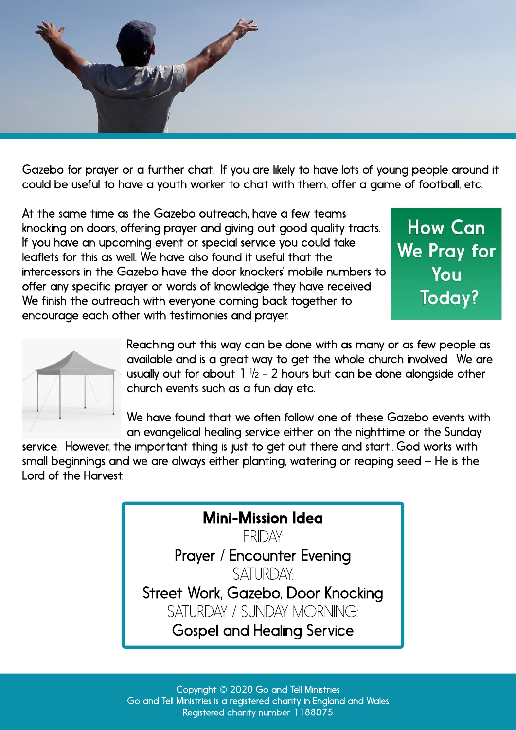Gazebo for prayer or a further chat. If you are likely to have lots of young people around it could be useful to have a youth worker to chat with them, offer a game of football, etc.

At the same time as the Gazebo outreach, have a few teams knocking on doors, offering prayer and giving out good quality tracts. If you have an upcoming event or special service you could take leaflets for this as well. We have also found it useful that the intercessors in the Gazebo have the door knockers' mobile numbers to offer any specific prayer or words of knowledge they have received. We finish the outreach with everyone coming back together to encourage each other with testimonies and prayer.

**How Can We Pray for You Today?**

Reaching out this way can be done with as many or as few people as available and is a great way to get the whole church involved. We are usually out for about 1 ½ - 2 hours but can be done alongside other church events such as a fun day etc.

We have found that we often follow one of these Gazebo events with an evangelical healing service either on the nighttime or the Sunday service. However, the important thing is just to get out there and start...God works with small beginnings and we are always either planting, watering or reaping seed – He is the Lord of the Harvest.

**Mini-Mission Idea**

FRIDAY:
Prayer / Encounter Evening

SATURDAY:
Street Work, Gazebo, Door Knocking

SATURDAY / SUNDAY MORNING:
Gospel and Healing Service

Copyright © 2020 Go and Tell Ministries
Go and Tell Ministries is a registered charity in England and Wales
Registered charity number 1188075